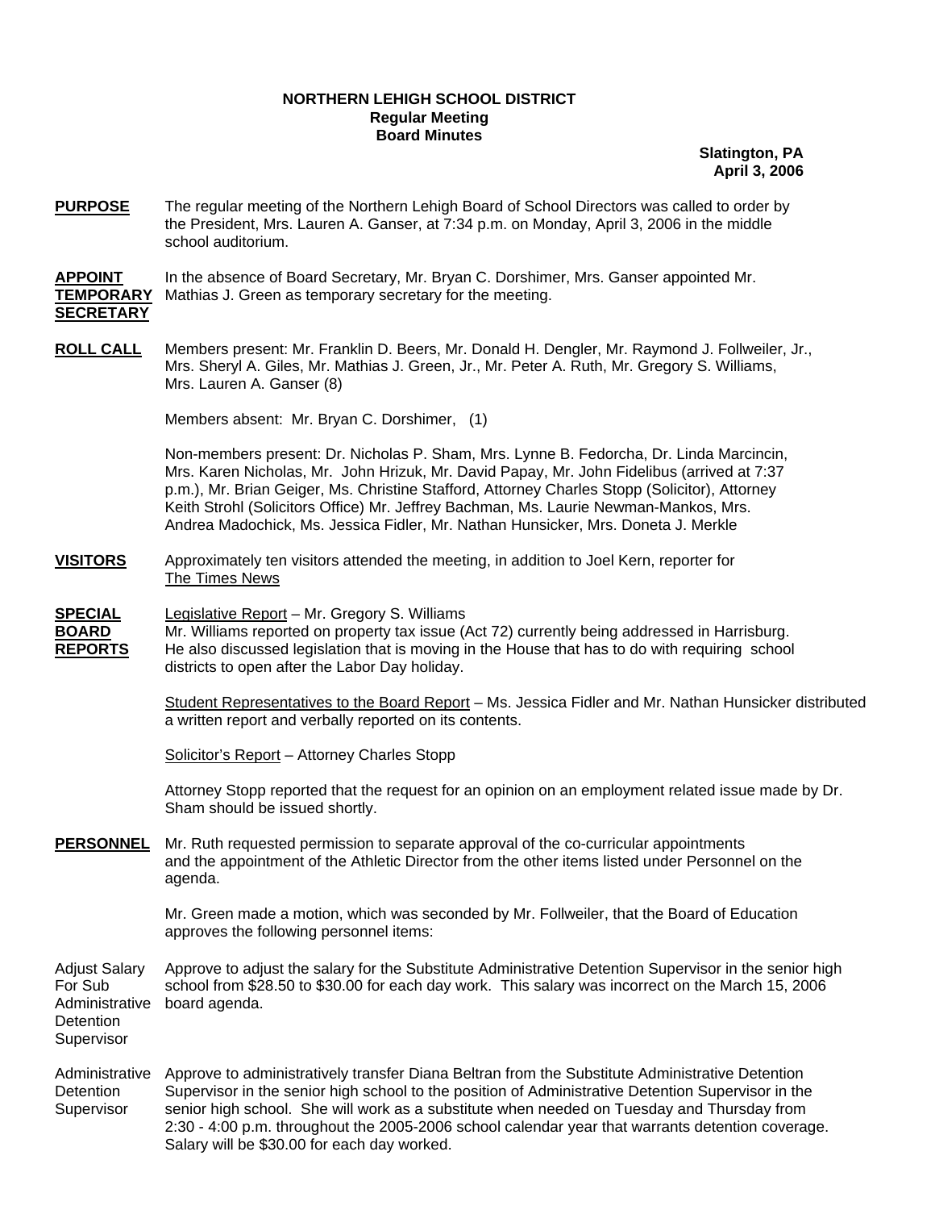**NORTHERN LEHIGH SCHOOL DISTRICT**
**Regular Meeting**
**Board Minutes**

**Slatington, PA**
**April 3, 2006**

**PURPOSE** The regular meeting of the Northern Lehigh Board of School Directors was called to order by the President, Mrs. Lauren A. Ganser, at 7:34 p.m. on Monday, April 3, 2006 in the middle school auditorium.

**APPOINT TEMPORARY SECRETARY** In the absence of Board Secretary, Mr. Bryan C. Dorshimer, Mrs. Ganser appointed Mr. Mathias J. Green as temporary secretary for the meeting.

**ROLL CALL** Members present: Mr. Franklin D. Beers, Mr. Donald H. Dengler, Mr. Raymond J. Follweiler, Jr., Mrs. Sheryl A. Giles, Mr. Mathias J. Green, Jr., Mr. Peter A. Ruth, Mr. Gregory S. Williams, Mrs. Lauren A. Ganser (8)

Members absent: Mr. Bryan C. Dorshimer, (1)

Non-members present: Dr. Nicholas P. Sham, Mrs. Lynne B. Fedorcha, Dr. Linda Marcincin, Mrs. Karen Nicholas, Mr. John Hrizuk, Mr. David Papay, Mr. John Fidelibus (arrived at 7:37 p.m.), Mr. Brian Geiger, Ms. Christine Stafford, Attorney Charles Stopp (Solicitor), Attorney Keith Strohl (Solicitors Office) Mr. Jeffrey Bachman, Ms. Laurie Newman-Mankos, Mrs. Andrea Madochick, Ms. Jessica Fidler, Mr. Nathan Hunsicker, Mrs. Doneta J. Merkle

**VISITORS** Approximately ten visitors attended the meeting, in addition to Joel Kern, reporter for The Times News

**SPECIAL BOARD REPORTS** Legislative Report – Mr. Gregory S. Williams
Mr. Williams reported on property tax issue (Act 72) currently being addressed in Harrisburg. He also discussed legislation that is moving in the House that has to do with requiring school districts to open after the Labor Day holiday.

Student Representatives to the Board Report – Ms. Jessica Fidler and Mr. Nathan Hunsicker distributed a written report and verbally reported on its contents.

Solicitor's Report – Attorney Charles Stopp

Attorney Stopp reported that the request for an opinion on an employment related issue made by Dr. Sham should be issued shortly.

**PERSONNEL** Mr. Ruth requested permission to separate approval of the co-curricular appointments and the appointment of the Athletic Director from the other items listed under Personnel on the agenda.

Mr. Green made a motion, which was seconded by Mr. Follweiler, that the Board of Education approves the following personnel items:

Adjust Salary For Sub Administrative Detention Supervisor — Approve to adjust the salary for the Substitute Administrative Detention Supervisor in the senior high school from $28.50 to $30.00 for each day work. This salary was incorrect on the March 15, 2006 board agenda.

Administrative Detention Supervisor — Approve to administratively transfer Diana Beltran from the Substitute Administrative Detention Supervisor in the senior high school to the position of Administrative Detention Supervisor in the senior high school. She will work as a substitute when needed on Tuesday and Thursday from 2:30 - 4:00 p.m. throughout the 2005-2006 school calendar year that warrants detention coverage. Salary will be $30.00 for each day worked.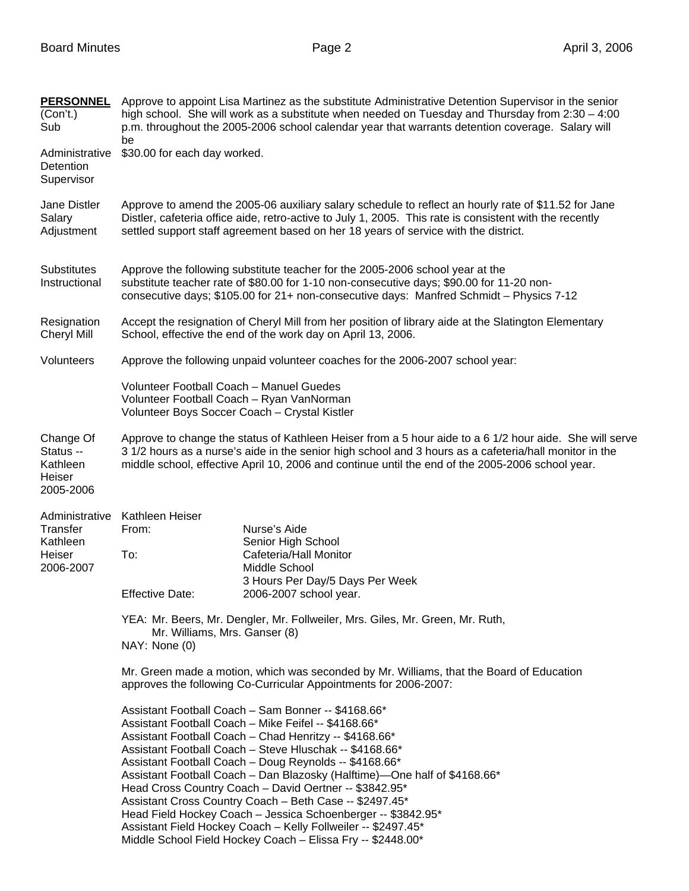**PERSONNEL** (Con't.)

**Sub Administrative Detention Supervisor**

Approve to appoint Lisa Martinez as the substitute Administrative Detention Supervisor in the senior high school. She will work as a substitute when needed on Tuesday and Thursday from 2:30 – 4:00 p.m. throughout the 2005-2006 school calendar year that warrants detention coverage. Salary will be $30.00 for each day worked.

**Jane Distler Salary Adjustment**

Approve to amend the 2005-06 auxiliary salary schedule to reflect an hourly rate of $11.52 for Jane Distler, cafeteria office aide, retro-active to July 1, 2005. This rate is consistent with the recently settled support staff agreement based on her 18 years of service with the district.

**Substitutes Instructional**

Approve the following substitute teacher for the 2005-2006 school year at the substitute teacher rate of $80.00 for 1-10 non-consecutive days; $90.00 for 11-20 non-consecutive days; $105.00 for 21+ non-consecutive days: Manfred Schmidt – Physics 7-12

**Resignation Cheryl Mill**

Accept the resignation of Cheryl Mill from her position of library aide at the Slatington Elementary School, effective the end of the work day on April 13, 2006.

**Volunteers**

Approve the following unpaid volunteer coaches for the 2006-2007 school year:

Volunteer Football Coach – Manuel Guedes
Volunteer Football Coach – Ryan VanNorman
Volunteer Boys Soccer Coach – Crystal Kistler

**Change Of Status -- Kathleen Heiser 2005-2006**

Approve to change the status of Kathleen Heiser from a 5 hour aide to a 6 1/2 hour aide. She will serve 3 1/2 hours as a nurse's aide in the senior high school and 3 hours as a cafeteria/hall monitor in the middle school, effective April 10, 2006 and continue until the end of the 2005-2006 school year.

**Administrative Transfer Kathleen Heiser 2006-2007**

Kathleen Heiser
From: Nurse's Aide
Senior High School
To: Cafeteria/Hall Monitor
Middle School
3 Hours Per Day/5 Days Per Week
Effective Date: 2006-2007 school year.

YEA: Mr. Beers, Mr. Dengler, Mr. Follweiler, Mrs. Giles, Mr. Green, Mr. Ruth, Mr. Williams, Mrs. Ganser (8)
NAY: None (0)

Mr. Green made a motion, which was seconded by Mr. Williams, that the Board of Education approves the following Co-Curricular Appointments for 2006-2007:

Assistant Football Coach – Sam Bonner -- $4168.66*
Assistant Football Coach – Mike Feifel -- $4168.66*
Assistant Football Coach – Chad Henritzy -- $4168.66*
Assistant Football Coach – Steve Hluschak -- $4168.66*
Assistant Football Coach – Doug Reynolds -- $4168.66*
Assistant Football Coach – Dan Blazosky (Halftime)—One half of $4168.66*
Head Cross Country Coach – David Oertner -- $3842.95*
Assistant Cross Country Coach – Beth Case -- $2497.45*
Head Field Hockey Coach – Jessica Schoenberger -- $3842.95*
Assistant Field Hockey Coach – Kelly Follweiler -- $2497.45*
Middle School Field Hockey Coach – Elissa Fry -- $2448.00*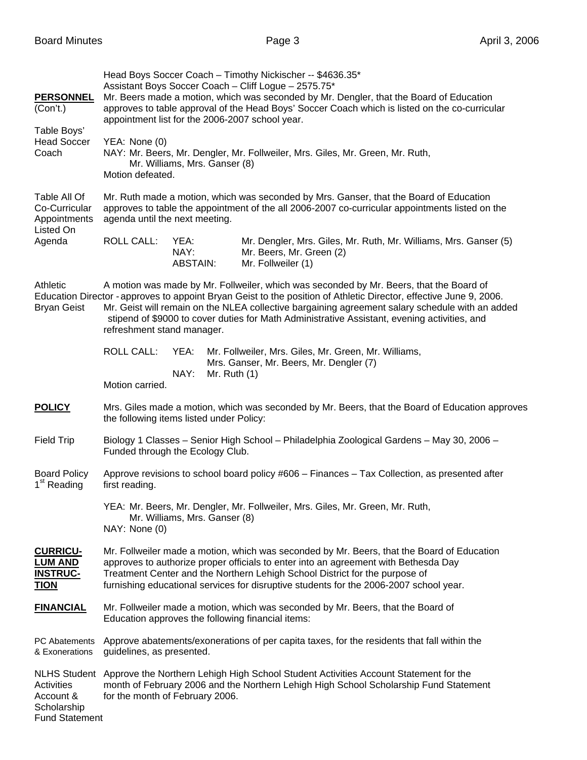Head Boys Soccer Coach – Timothy Nickischer -- $4636.35*
Assistant Boys Soccer Coach – Cliff Logue – 2575.75*

**PERSONNEL** (Con't.)

**Table Boys' Head Soccer Coach**

Mr. Beers made a motion, which was seconded by Mr. Dengler, that the Board of Education approves to table approval of the Head Boys' Soccer Coach which is listed on the co-curricular appointment list for the 2006-2007 school year.

YEA: None (0)
NAY: Mr. Beers, Mr. Dengler, Mr. Follweiler, Mrs. Giles, Mr. Green, Mr. Ruth, Mr. Williams, Mrs. Ganser (8)
Motion defeated.

**Table All Of Co-Curricular Appointments Listed On Agenda**

Mr. Ruth made a motion, which was seconded by Mrs. Ganser, that the Board of Education approves to table the appointment of the all 2006-2007 co-curricular appointments listed on the agenda until the next meeting.

ROLL CALL:
YEA: Mr. Dengler, Mrs. Giles, Mr. Ruth, Mr. Williams, Mrs. Ganser (5)
NAY: Mr. Beers, Mr. Green (2)
ABSTAIN: Mr. Follweiler (1)

**Athletic Director - Bryan Geist**

A motion was made by Mr. Follweiler, which was seconded by Mr. Beers, that the Board of Education approves to appoint Bryan Geist to the position of Athletic Director, effective June 9, 2006. Mr. Geist will remain on the NLEA collective bargaining agreement salary schedule with an added stipend of $9000 to cover duties for Math Administrative Assistant, evening activities, and refreshment stand manager.

ROLL CALL:
YEA: Mr. Follweiler, Mrs. Giles, Mr. Green, Mr. Williams, Mrs. Ganser, Mr. Beers, Mr. Dengler (7)
NAY: Mr. Ruth (1)
Motion carried.

**POLICY**

Mrs. Giles made a motion, which was seconded by Mr. Beers, that the Board of Education approves the following items listed under Policy:

**Field Trip**

Biology 1 Classes – Senior High School – Philadelphia Zoological Gardens – May 30, 2006 – Funded through the Ecology Club.

**Board Policy 1st Reading**

Approve revisions to school board policy #606 – Finances – Tax Collection, as presented after first reading.

YEA: Mr. Beers, Mr. Dengler, Mr. Follweiler, Mrs. Giles, Mr. Green, Mr. Ruth, Mr. Williams, Mrs. Ganser (8)
NAY: None (0)

**CURRICULUM AND INSTRUCTION**

Mr. Follweiler made a motion, which was seconded by Mr. Beers, that the Board of Education approves to authorize proper officials to enter into an agreement with Bethesda Day Treatment Center and the Northern Lehigh School District for the purpose of furnishing educational services for disruptive students for the 2006-2007 school year.

**FINANCIAL**

Mr. Follweiler made a motion, which was seconded by Mr. Beers, that the Board of Education approves the following financial items:

**PC Abatements & Exonerations**

Approve abatements/exonerations of per capita taxes, for the residents that fall within the guidelines, as presented.

**NLHS Student Activities Account & Scholarship Fund Statement**

Approve the Northern Lehigh High School Student Activities Account Statement for the month of February 2006 and the Northern Lehigh High School Scholarship Fund Statement for the month of February 2006.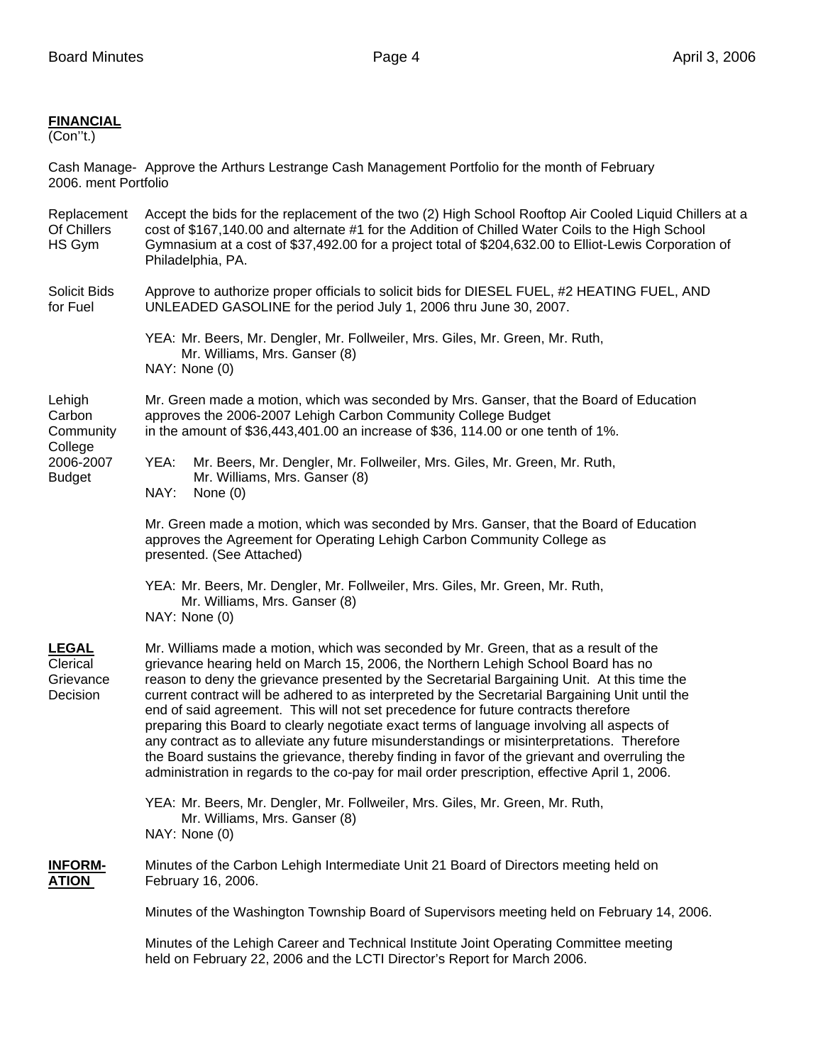**FINANCIAL**
(Con''t.)

Cash Management Portfolio — Approve the Arthurs Lestrange Cash Management Portfolio for the month of February 2006.

Replacement Of Chillers HS Gym — Accept the bids for the replacement of the two (2) High School Rooftop Air Cooled Liquid Chillers at a cost of $167,140.00 and alternate #1 for the Addition of Chilled Water Coils to the High School Gymnasium at a cost of $37,492.00 for a project total of $204,632.00 to Elliot-Lewis Corporation of Philadelphia, PA.

Solicit Bids for Fuel — Approve to authorize proper officials to solicit bids for DIESEL FUEL, #2 HEATING FUEL, AND UNLEADED GASOLINE for the period July 1, 2006 thru June 30, 2007.

YEA: Mr. Beers, Mr. Dengler, Mr. Follweiler, Mrs. Giles, Mr. Green, Mr. Ruth, Mr. Williams, Mrs. Ganser (8)
NAY: None (0)

Lehigh Carbon Community College 2006-2007 Budget — Mr. Green made a motion, which was seconded by Mrs. Ganser, that the Board of Education approves the 2006-2007 Lehigh Carbon Community College Budget in the amount of $36,443,401.00 an increase of $36, 114.00 or one tenth of 1%.

YEA: Mr. Beers, Mr. Dengler, Mr. Follweiler, Mrs. Giles, Mr. Green, Mr. Ruth, Mr. Williams, Mrs. Ganser (8)
NAY: None (0)

Mr. Green made a motion, which was seconded by Mrs. Ganser, that the Board of Education approves the Agreement for Operating Lehigh Carbon Community College as presented. (See Attached)

YEA: Mr. Beers, Mr. Dengler, Mr. Follweiler, Mrs. Giles, Mr. Green, Mr. Ruth, Mr. Williams, Mrs. Ganser (8)
NAY: None (0)

**LEGAL**

Clerical Grievance Decision — Mr. Williams made a motion, which was seconded by Mr. Green, that as a result of the grievance hearing held on March 15, 2006, the Northern Lehigh School Board has no reason to deny the grievance presented by the Secretarial Bargaining Unit. At this time the current contract will be adhered to as interpreted by the Secretarial Bargaining Unit until the end of said agreement. This will not set precedence for future contracts therefore preparing this Board to clearly negotiate exact terms of language involving all aspects of any contract as to alleviate any future misunderstandings or misinterpretations. Therefore the Board sustains the grievance, thereby finding in favor of the grievant and overruling the administration in regards to the co-pay for mail order prescription, effective April 1, 2006.

YEA: Mr. Beers, Mr. Dengler, Mr. Follweiler, Mrs. Giles, Mr. Green, Mr. Ruth, Mr. Williams, Mrs. Ganser (8)
NAY: None (0)

**INFORMATION**

Minutes of the Carbon Lehigh Intermediate Unit 21 Board of Directors meeting held on February 16, 2006.

Minutes of the Washington Township Board of Supervisors meeting held on February 14, 2006.

Minutes of the Lehigh Career and Technical Institute Joint Operating Committee meeting held on February 22, 2006 and the LCTI Director's Report for March 2006.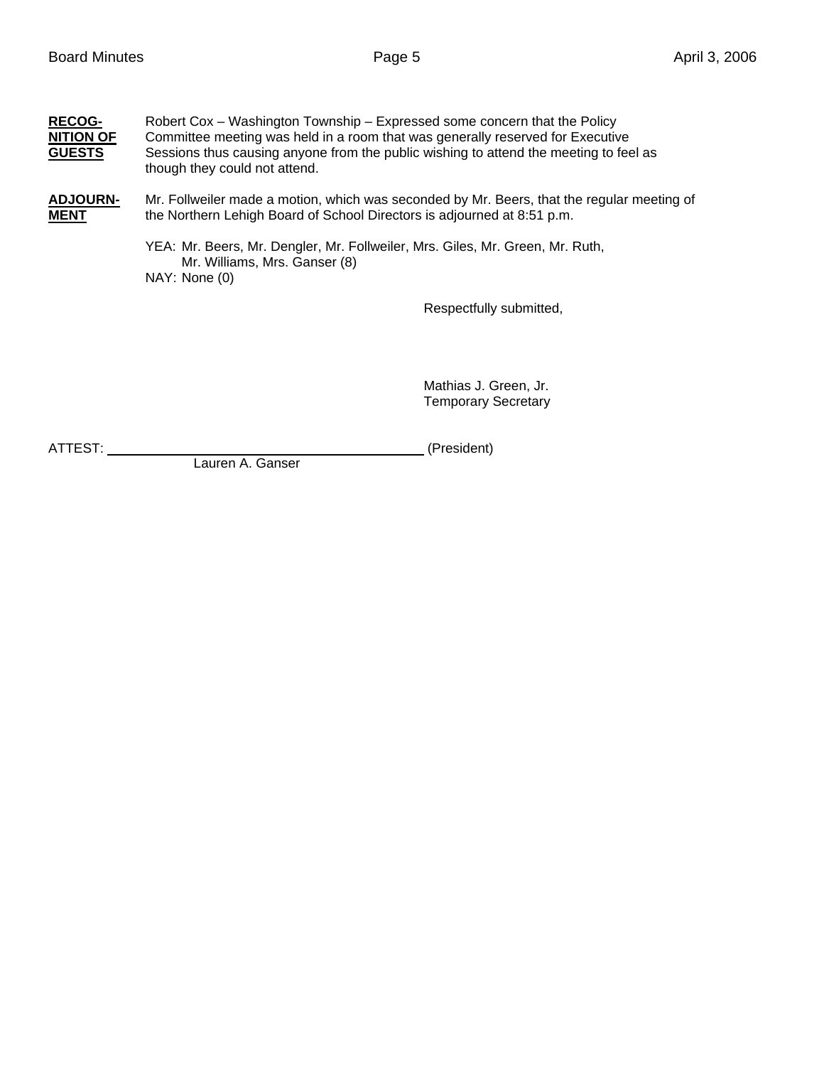**RECOGNITION OF GUESTS**

Robert Cox – Washington Township – Expressed some concern that the Policy Committee meeting was held in a room that was generally reserved for Executive Sessions thus causing anyone from the public wishing to attend the meeting to feel as though they could not attend.

**ADJOURNMENT**

Mr. Follweiler made a motion, which was seconded by Mr. Beers, that the regular meeting of the Northern Lehigh Board of School Directors is adjourned at 8:51 p.m.

YEA: Mr. Beers, Mr. Dengler, Mr. Follweiler, Mrs. Giles, Mr. Green, Mr. Ruth, Mr. Williams, Mrs. Ganser (8)
NAY: None (0)

Respectfully submitted,

Mathias J. Green, Jr.
Temporary Secretary

ATTEST: ______________________________ (President)
Lauren A. Ganser